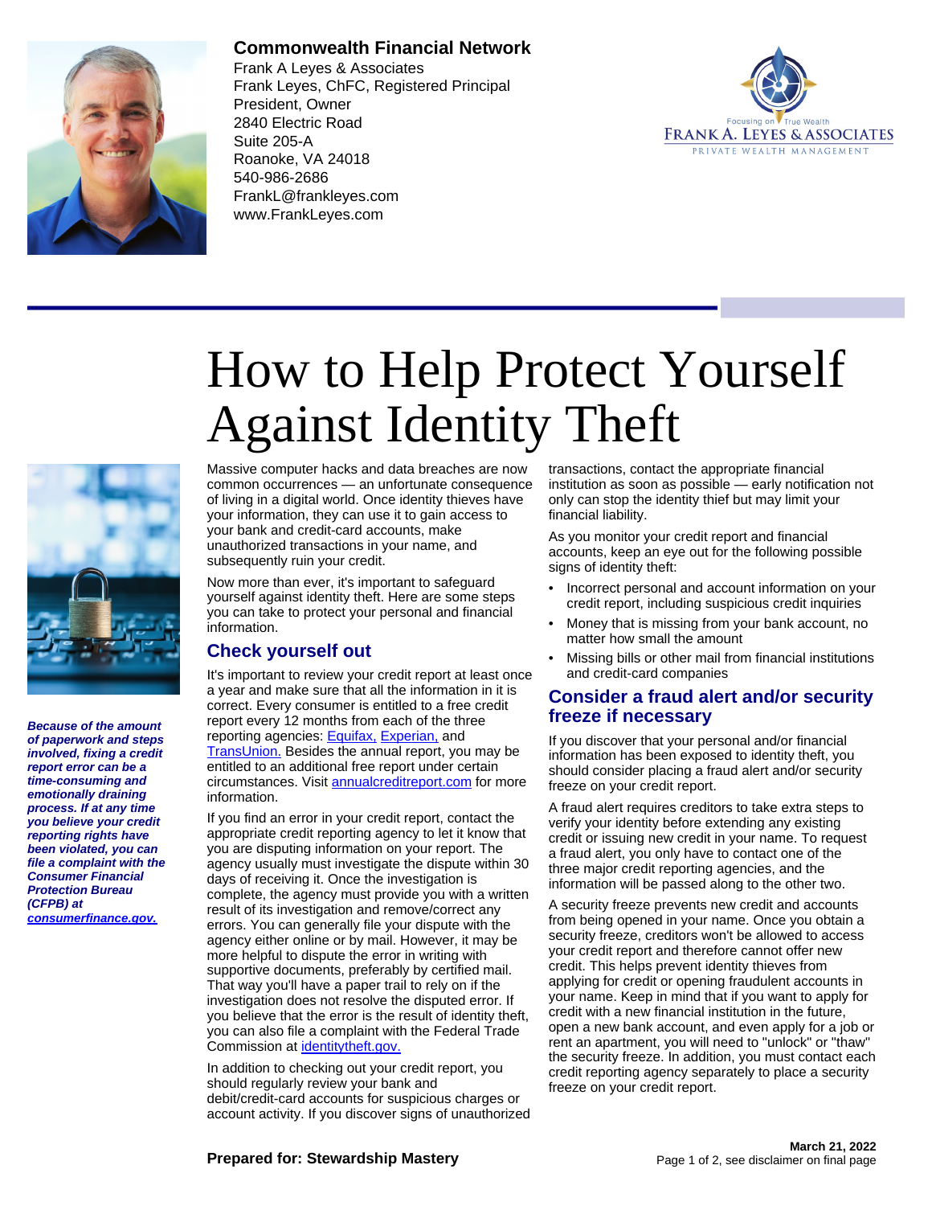**Commonwealth Financial Network**
Frank A Leyes & Associates
Frank Leyes, ChFC, Registered Principal
President, Owner
2840 Electric Road
Suite 205-A
Roanoke, VA 24018
540-986-2686
FrankL@frankleyes.com
www.FrankLeyes.com

# How to Help Protect Yourself Against Identity Theft

***Because of the amount of paperwork and steps involved, fixing a credit report error can be a time-consuming and emotionally draining process. If at any time you believe your credit reporting rights have been violated, you can file a complaint with the Consumer Financial Protection Bureau (CFPB) at [consumerfinance.gov.](consumerfinance.gov)***

Massive computer hacks and data breaches are now common occurrences — an unfortunate consequence of living in a digital world. Once identity thieves have your information, they can use it to gain access to your bank and credit-card accounts, make unauthorized transactions in your name, and subsequently ruin your credit.

Now more than ever, it's important to safeguard yourself against identity theft. Here are some steps you can take to protect your personal and financial information.

## Check yourself out

It's important to review your credit report at least once a year and make sure that all the information in it is correct. Every consumer is entitled to a free credit report every 12 months from each of the three reporting agencies: [Equifax,](Equifax) [Experian,](Experian) and [TransUnion.](TransUnion) Besides the annual report, you may be entitled to an additional free report under certain circumstances. Visit [annualcreditreport.com](annualcreditreport.com) for more information.

If you find an error in your credit report, contact the appropriate credit reporting agency to let it know that you are disputing information on your report. The agency usually must investigate the dispute within 30 days of receiving it. Once the investigation is complete, the agency must provide you with a written result of its investigation and remove/correct any errors. You can generally file your dispute with the agency either online or by mail. However, it may be more helpful to dispute the error in writing with supportive documents, preferably by certified mail. That way you'll have a paper trail to rely on if the investigation does not resolve the disputed error. If you believe that the error is the result of identity theft, you can also file a complaint with the Federal Trade Commission at [identitytheft.gov.](identitytheft.gov)

In addition to checking out your credit report, you should regularly review your bank and debit/credit-card accounts for suspicious charges or account activity. If you discover signs of unauthorized transactions, contact the appropriate financial institution as soon as possible — early notification not only can stop the identity thief but may limit your financial liability.

As you monitor your credit report and financial accounts, keep an eye out for the following possible signs of identity theft:

- Incorrect personal and account information on your credit report, including suspicious credit inquiries
- Money that is missing from your bank account, no matter how small the amount
- Missing bills or other mail from financial institutions and credit-card companies

## Consider a fraud alert and/or security freeze if necessary

If you discover that your personal and/or financial information has been exposed to identity theft, you should consider placing a fraud alert and/or security freeze on your credit report.

A fraud alert requires creditors to take extra steps to verify your identity before extending any existing credit or issuing new credit in your name. To request a fraud alert, you only have to contact one of the three major credit reporting agencies, and the information will be passed along to the other two.

A security freeze prevents new credit and accounts from being opened in your name. Once you obtain a security freeze, creditors won't be allowed to access your credit report and therefore cannot offer new credit. This helps prevent identity thieves from applying for credit or opening fraudulent accounts in your name. Keep in mind that if you want to apply for credit with a new financial institution in the future, open a new bank account, and even apply for a job or rent an apartment, you will need to "unlock" or "thaw" the security freeze. In addition, you must contact each credit reporting agency separately to place a security freeze on your credit report.

**Prepared for: Stewardship Mastery**

**March 21, 2022**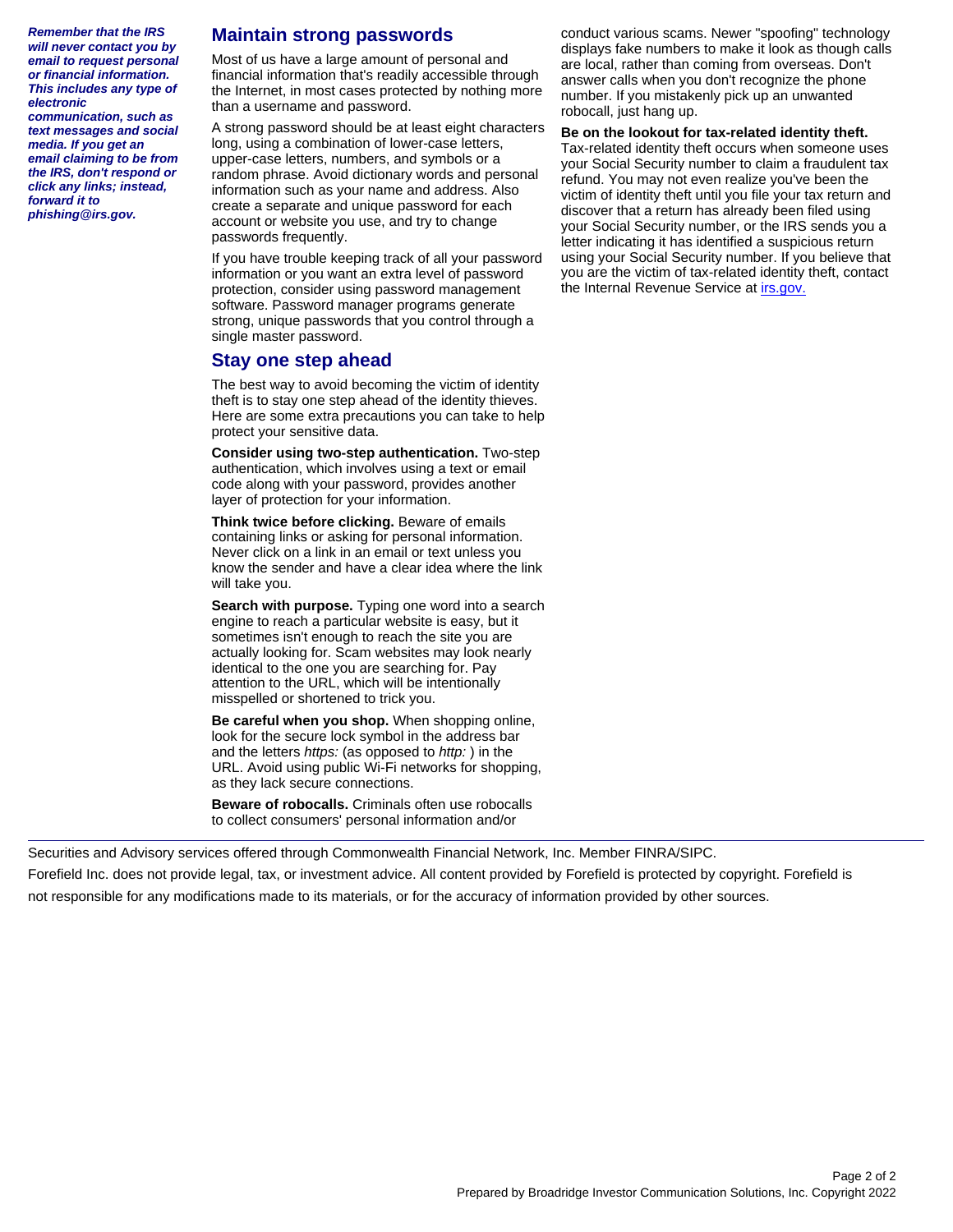***Remember that the IRS will never contact you by email to request personal or financial information. This includes any type of electronic communication, such as text messages and social media. If you get an email claiming to be from the IRS, don't respond or click any links; instead, forward it to phishing@irs.gov.***

## Maintain strong passwords

Most of us have a large amount of personal and financial information that's readily accessible through the Internet, in most cases protected by nothing more than a username and password.

A strong password should be at least eight characters long, using a combination of lower-case letters, upper-case letters, numbers, and symbols or a random phrase. Avoid dictionary words and personal information such as your name and address. Also create a separate and unique password for each account or website you use, and try to change passwords frequently.

If you have trouble keeping track of all your password information or you want an extra level of password protection, consider using password management software. Password manager programs generate strong, unique passwords that you control through a single master password.

## Stay one step ahead

The best way to avoid becoming the victim of identity theft is to stay one step ahead of the identity thieves. Here are some extra precautions you can take to help protect your sensitive data.

**Consider using two-step authentication.** Two-step authentication, which involves using a text or email code along with your password, provides another layer of protection for your information.

**Think twice before clicking.** Beware of emails containing links or asking for personal information. Never click on a link in an email or text unless you know the sender and have a clear idea where the link will take you.

**Search with purpose.** Typing one word into a search engine to reach a particular website is easy, but it sometimes isn't enough to reach the site you are actually looking for. Scam websites may look nearly identical to the one you are searching for. Pay attention to the URL, which will be intentionally misspelled or shortened to trick you.

**Be careful when you shop.** When shopping online, look for the secure lock symbol in the address bar and the letters *https:* (as opposed to *http:* ) in the URL. Avoid using public Wi-Fi networks for shopping, as they lack secure connections.

**Beware of robocalls.** Criminals often use robocalls to collect consumers' personal information and/or conduct various scams. Newer "spoofing" technology displays fake numbers to make it look as though calls are local, rather than coming from overseas. Don't answer calls when you don't recognize the phone number. If you mistakenly pick up an unwanted robocall, just hang up.

**Be on the lookout for tax-related identity theft.** Tax-related identity theft occurs when someone uses your Social Security number to claim a fraudulent tax refund. You may not even realize you've been the victim of identity theft until you file your tax return and discover that a return has already been filed using your Social Security number, or the IRS sends you a letter indicating it has identified a suspicious return using your Social Security number. If you believe that you are the victim of tax-related identity theft, contact the Internal Revenue Service at irs.gov.

---

Securities and Advisory services offered through Commonwealth Financial Network, Inc. Member FINRA/SIPC.

Forefield Inc. does not provide legal, tax, or investment advice. All content provided by Forefield is protected by copyright. Forefield is not responsible for any modifications made to its materials, or for the accuracy of information provided by other sources.

Prepared by Broadridge Investor Communication Solutions, Inc. Copyright 2022